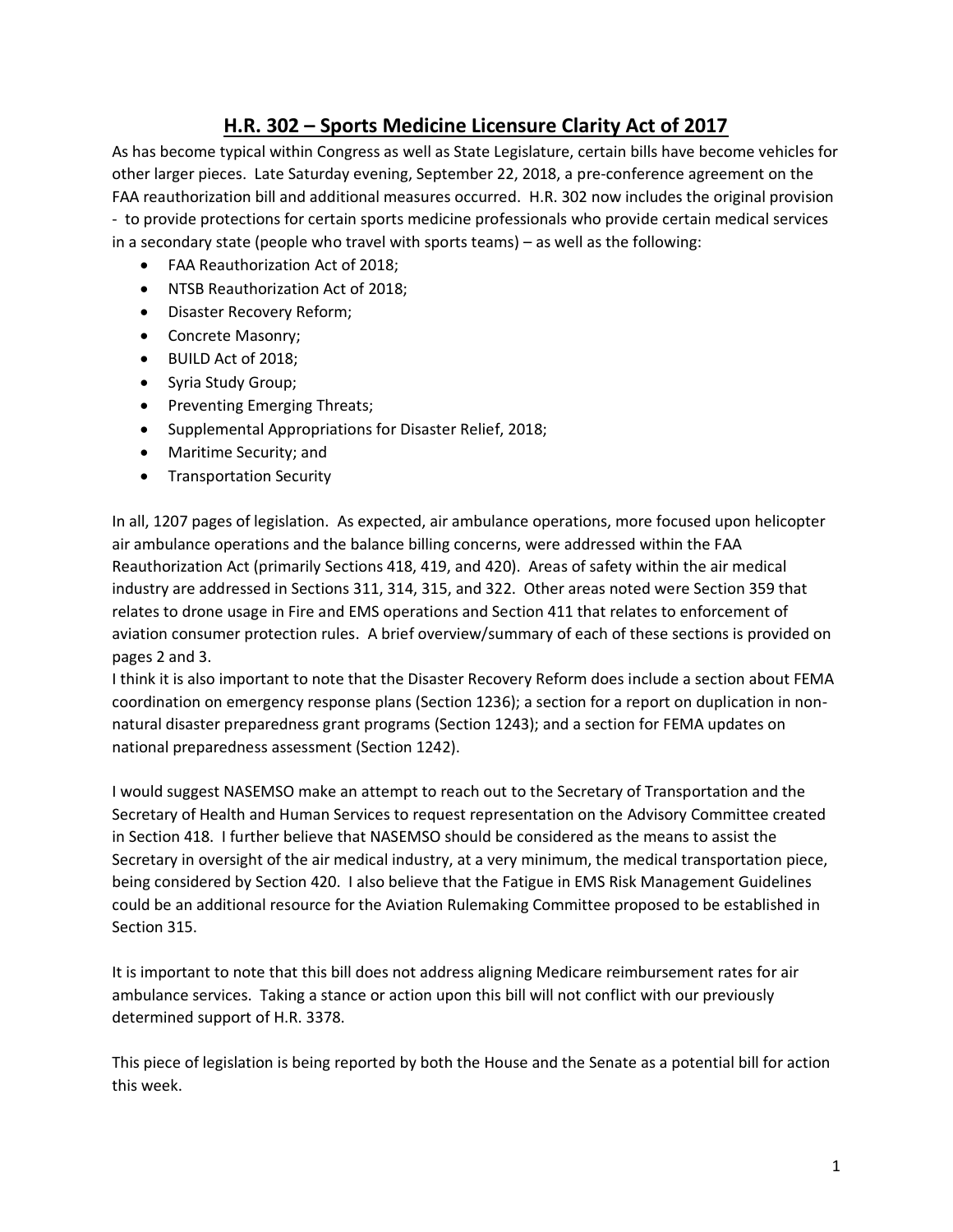# H.R. 302 – Sports Medicine Licensure Clarity Act of 2017

As has become typical within Congress as well as State Legislature, certain bills have become vehicles for other larger pieces. Late Saturday evening, September 22, 2018, a pre-conference agreement on the FAA reauthorization bill and additional measures occurred. H.R. 302 now includes the original provision - to provide protections for certain sports medicine professionals who provide certain medical services in a secondary state (people who travel with sports teams) – as well as the following:

- FAA Reauthorization Act of 2018;
- NTSB Reauthorization Act of 2018;
- Disaster Recovery Reform;
- Concrete Masonry;
- BUILD Act of 2018;
- Syria Study Group;
- Preventing Emerging Threats;
- Supplemental Appropriations for Disaster Relief, 2018;
- Maritime Security; and
- Transportation Security

In all, 1207 pages of legislation. As expected, air ambulance operations, more focused upon helicopter air ambulance operations and the balance billing concerns, were addressed within the FAA Reauthorization Act (primarily Sections 418, 419, and 420). Areas of safety within the air medical industry are addressed in Sections 311, 314, 315, and 322. Other areas noted were Section 359 that relates to drone usage in Fire and EMS operations and Section 411 that relates to enforcement of aviation consumer protection rules. A brief overview/summary of each of these sections is provided on pages 2 and 3.

I think it is also important to note that the Disaster Recovery Reform does include a section about FEMA coordination on emergency response plans (Section 1236); a section for a report on duplication in non-natural disaster preparedness grant programs (Section 1243); and a section for FEMA updates on national preparedness assessment (Section 1242).

I would suggest NASEMSO make an attempt to reach out to the Secretary of Transportation and the Secretary of Health and Human Services to request representation on the Advisory Committee created in Section 418. I further believe that NASEMSO should be considered as the means to assist the Secretary in oversight of the air medical industry, at a very minimum, the medical transportation piece, being considered by Section 420. I also believe that the Fatigue in EMS Risk Management Guidelines could be an additional resource for the Aviation Rulemaking Committee proposed to be established in Section 315.

It is important to note that this bill does not address aligning Medicare reimbursement rates for air ambulance services. Taking a stance or action upon this bill will not conflict with our previously determined support of H.R. 3378.

This piece of legislation is being reported by both the House and the Senate as a potential bill for action this week.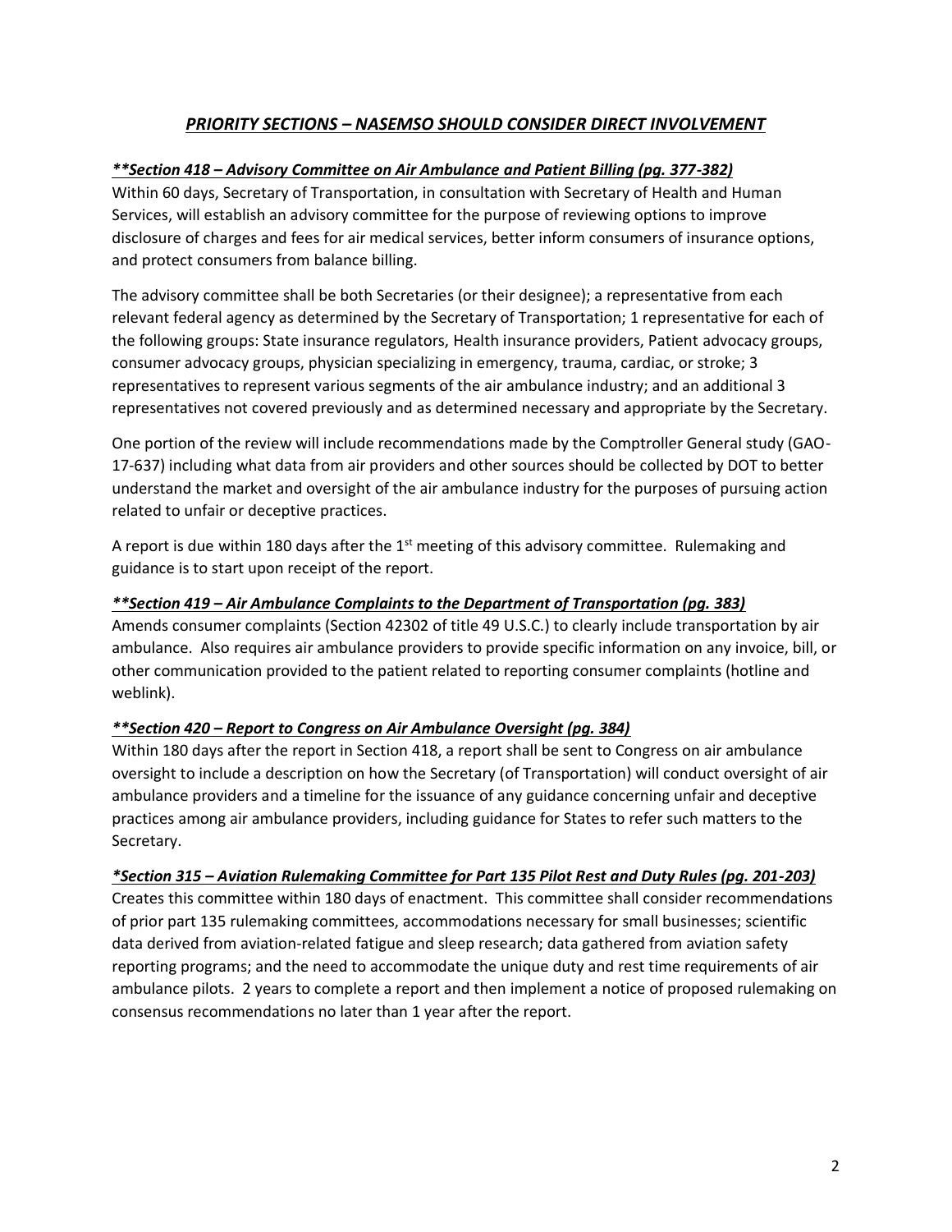## *PRIORITY SECTIONS – NASEMSO SHOULD CONSIDER DIRECT INVOLVEMENT*

***\*\*Section 418 – Advisory Committee on Air Ambulance and Patient Billing (pg. 377-382)***

Within 60 days, Secretary of Transportation, in consultation with Secretary of Health and Human Services, will establish an advisory committee for the purpose of reviewing options to improve disclosure of charges and fees for air medical services, better inform consumers of insurance options, and protect consumers from balance billing.

The advisory committee shall be both Secretaries (or their designee); a representative from each relevant federal agency as determined by the Secretary of Transportation; 1 representative for each of the following groups: State insurance regulators, Health insurance providers, Patient advocacy groups, consumer advocacy groups, physician specializing in emergency, trauma, cardiac, or stroke; 3 representatives to represent various segments of the air ambulance industry; and an additional 3 representatives not covered previously and as determined necessary and appropriate by the Secretary.

One portion of the review will include recommendations made by the Comptroller General study (GAO-17-637) including what data from air providers and other sources should be collected by DOT to better understand the market and oversight of the air ambulance industry for the purposes of pursuing action related to unfair or deceptive practices.

A report is due within 180 days after the 1st meeting of this advisory committee. Rulemaking and guidance is to start upon receipt of the report.

***\*\*Section 419 – Air Ambulance Complaints to the Department of Transportation (pg. 383)***

Amends consumer complaints (Section 42302 of title 49 U.S.C.) to clearly include transportation by air ambulance. Also requires air ambulance providers to provide specific information on any invoice, bill, or other communication provided to the patient related to reporting consumer complaints (hotline and weblink).

***\*\*Section 420 – Report to Congress on Air Ambulance Oversight (pg. 384)***

Within 180 days after the report in Section 418, a report shall be sent to Congress on air ambulance oversight to include a description on how the Secretary (of Transportation) will conduct oversight of air ambulance providers and a timeline for the issuance of any guidance concerning unfair and deceptive practices among air ambulance providers, including guidance for States to refer such matters to the Secretary.

***\*Section 315 – Aviation Rulemaking Committee for Part 135 Pilot Rest and Duty Rules (pg. 201-203)***

Creates this committee within 180 days of enactment. This committee shall consider recommendations of prior part 135 rulemaking committees, accommodations necessary for small businesses; scientific data derived from aviation-related fatigue and sleep research; data gathered from aviation safety reporting programs; and the need to accommodate the unique duty and rest time requirements of air ambulance pilots. 2 years to complete a report and then implement a notice of proposed rulemaking on consensus recommendations no later than 1 year after the report.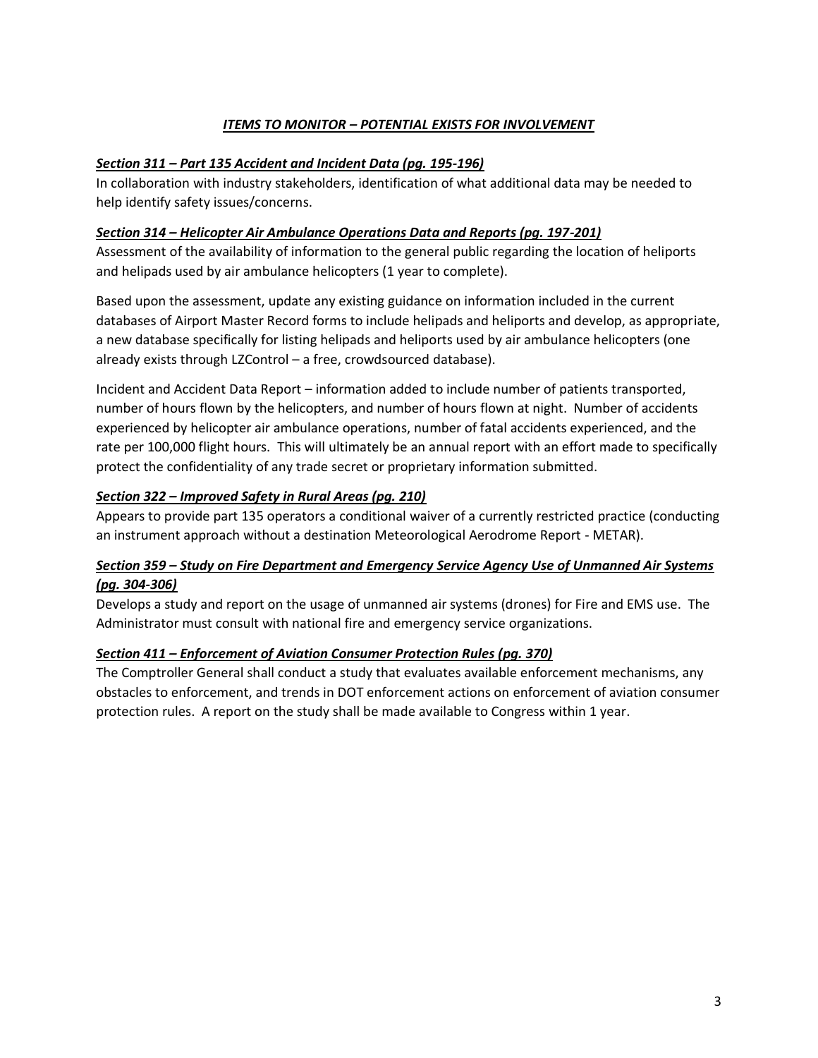## ***ITEMS TO MONITOR – POTENTIAL EXISTS FOR INVOLVEMENT***

### ***Section 311 – Part 135 Accident and Incident Data (pg. 195-196)***

In collaboration with industry stakeholders, identification of what additional data may be needed to help identify safety issues/concerns.

### ***Section 314 – Helicopter Air Ambulance Operations Data and Reports (pg. 197-201)***

Assessment of the availability of information to the general public regarding the location of heliports and helipads used by air ambulance helicopters (1 year to complete).

Based upon the assessment, update any existing guidance on information included in the current databases of Airport Master Record forms to include helipads and heliports and develop, as appropriate, a new database specifically for listing helipads and heliports used by air ambulance helicopters (one already exists through LZControl – a free, crowdsourced database).

Incident and Accident Data Report – information added to include number of patients transported, number of hours flown by the helicopters, and number of hours flown at night. Number of accidents experienced by helicopter air ambulance operations, number of fatal accidents experienced, and the rate per 100,000 flight hours. This will ultimately be an annual report with an effort made to specifically protect the confidentiality of any trade secret or proprietary information submitted.

### ***Section 322 – Improved Safety in Rural Areas (pg. 210)***

Appears to provide part 135 operators a conditional waiver of a currently restricted practice (conducting an instrument approach without a destination Meteorological Aerodrome Report - METAR).

### ***Section 359 – Study on Fire Department and Emergency Service Agency Use of Unmanned Air Systems (pg. 304-306)***

Develops a study and report on the usage of unmanned air systems (drones) for Fire and EMS use. The Administrator must consult with national fire and emergency service organizations.

### ***Section 411 – Enforcement of Aviation Consumer Protection Rules (pg. 370)***

The Comptroller General shall conduct a study that evaluates available enforcement mechanisms, any obstacles to enforcement, and trends in DOT enforcement actions on enforcement of aviation consumer protection rules. A report on the study shall be made available to Congress within 1 year.